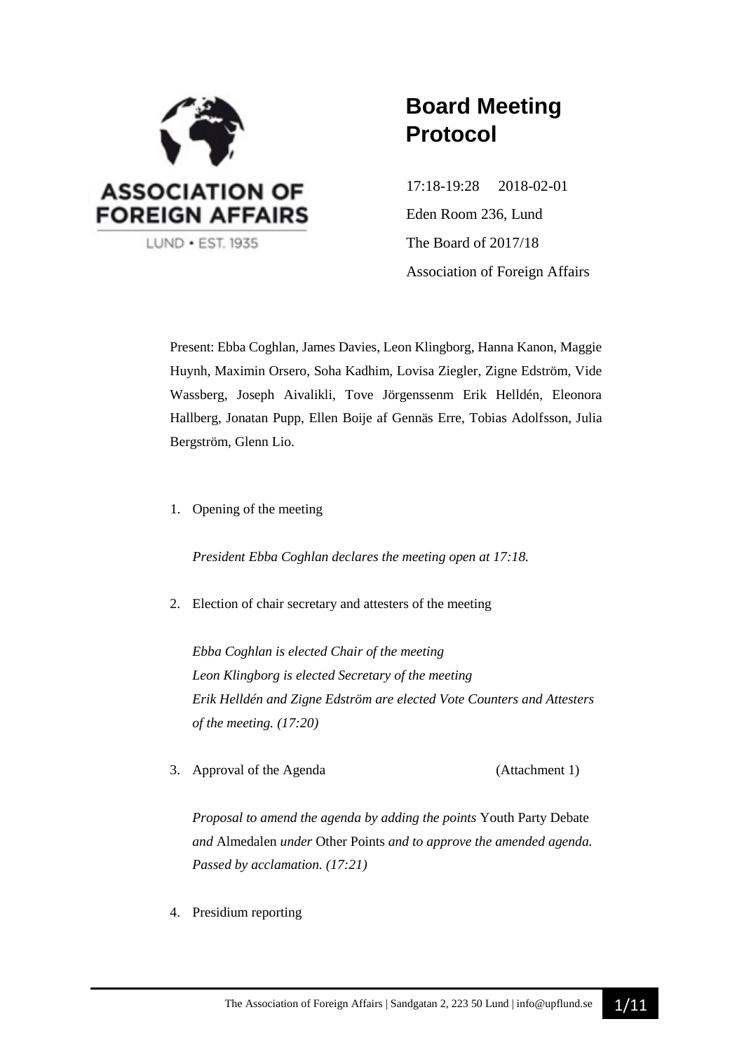ASSOCIATION OF FOREIGN AFFAIRS

LUND • EST. 1935

# Board Meeting Protocol

17:18-19:28 2018-02-01

Eden Room 236, Lund

The Board of 2017/18

Association of Foreign Affairs

Present: Ebba Coghlan, James Davies, Leon Klingborg, Hanna Kanon, Maggie Huynh, Maximin Orsero, Soha Kadhim, Lovisa Ziegler, Zigne Edström, Vide Wassberg, Joseph Aivalikli, Tove Jörgenssenm Erik Helldén, Eleonora Hallberg, Jonatan Pupp, Ellen Boije af Gennäs Erre, Tobias Adolfsson, Julia Bergström, Glenn Lio.

1. Opening of the meeting

   *President Ebba Coghlan declares the meeting open at 17:18.*

2. Election of chair secretary and attesters of the meeting

   *Ebba Coghlan is elected Chair of the meeting*
   *Leon Klingborg is elected Secretary of the meeting*
   *Erik Helldén and Zigne Edström are elected Vote Counters and Attesters of the meeting. (17:20)*

3. Approval of the Agenda (Attachment 1)

   *Proposal to amend the agenda by adding the points* Youth Party Debate *and* Almedalen *under* Other Points *and to approve the amended agenda. Passed by acclamation. (17:21)*

4. Presidium reporting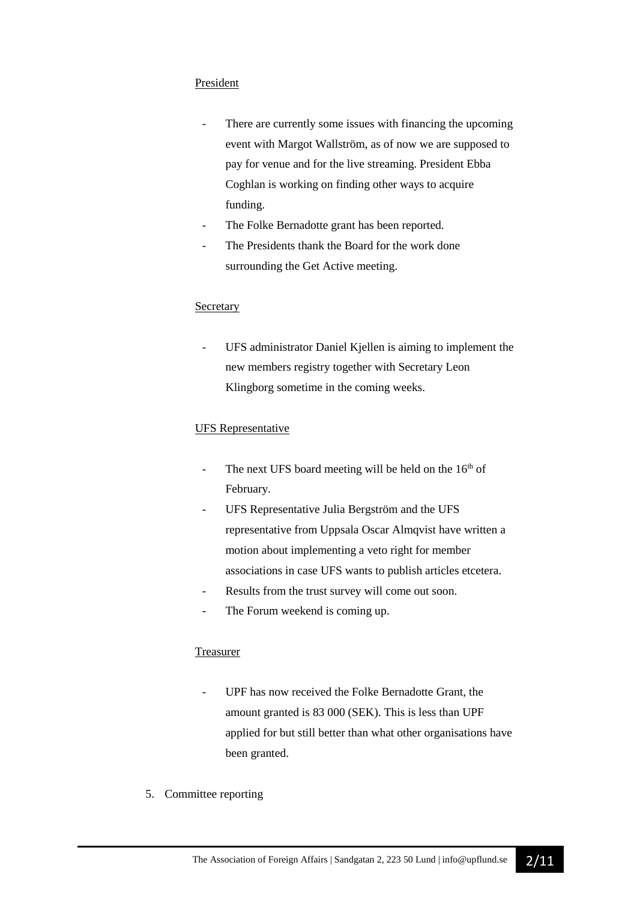President

- There are currently some issues with financing the upcoming event with Margot Wallström, as of now we are supposed to pay for venue and for the live streaming. President Ebba Coghlan is working on finding other ways to acquire funding.
- The Folke Bernadotte grant has been reported.
- The Presidents thank the Board for the work done surrounding the Get Active meeting.

Secretary

- UFS administrator Daniel Kjellen is aiming to implement the new members registry together with Secretary Leon Klingborg sometime in the coming weeks.

UFS Representative

- The next UFS board meeting will be held on the 16th of February.
- UFS Representative Julia Bergström and the UFS representative from Uppsala Oscar Almqvist have written a motion about implementing a veto right for member associations in case UFS wants to publish articles etcetera.
- Results from the trust survey will come out soon.
- The Forum weekend is coming up.

Treasurer

- UPF has now received the Folke Bernadotte Grant, the amount granted is 83 000 (SEK). This is less than UPF applied for but still better than what other organisations have been granted.

5. Committee reporting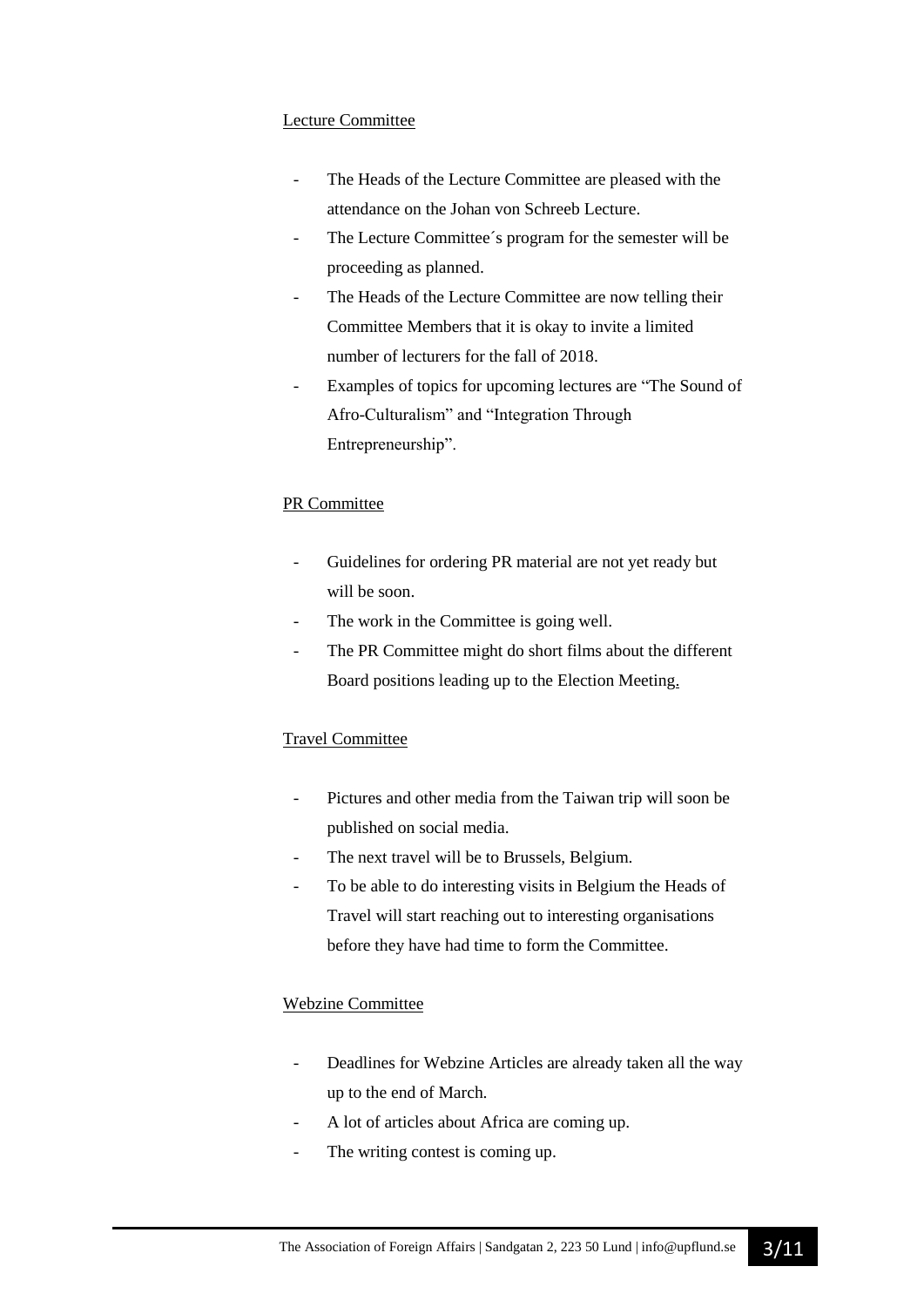Lecture Committee

- The Heads of the Lecture Committee are pleased with the attendance on the Johan von Schreeb Lecture.
- The Lecture Committee´s program for the semester will be proceeding as planned.
- The Heads of the Lecture Committee are now telling their Committee Members that it is okay to invite a limited number of lecturers for the fall of 2018.
- Examples of topics for upcoming lectures are "The Sound of Afro-Culturalism" and "Integration Through Entrepreneurship".

PR Committee

- Guidelines for ordering PR material are not yet ready but will be soon.
- The work in the Committee is going well.
- The PR Committee might do short films about the different Board positions leading up to the Election Meeting.

Travel Committee

- Pictures and other media from the Taiwan trip will soon be published on social media.
- The next travel will be to Brussels, Belgium.
- To be able to do interesting visits in Belgium the Heads of Travel will start reaching out to interesting organisations before they have had time to form the Committee.

Webzine Committee

- Deadlines for Webzine Articles are already taken all the way up to the end of March.
- A lot of articles about Africa are coming up.
- The writing contest is coming up.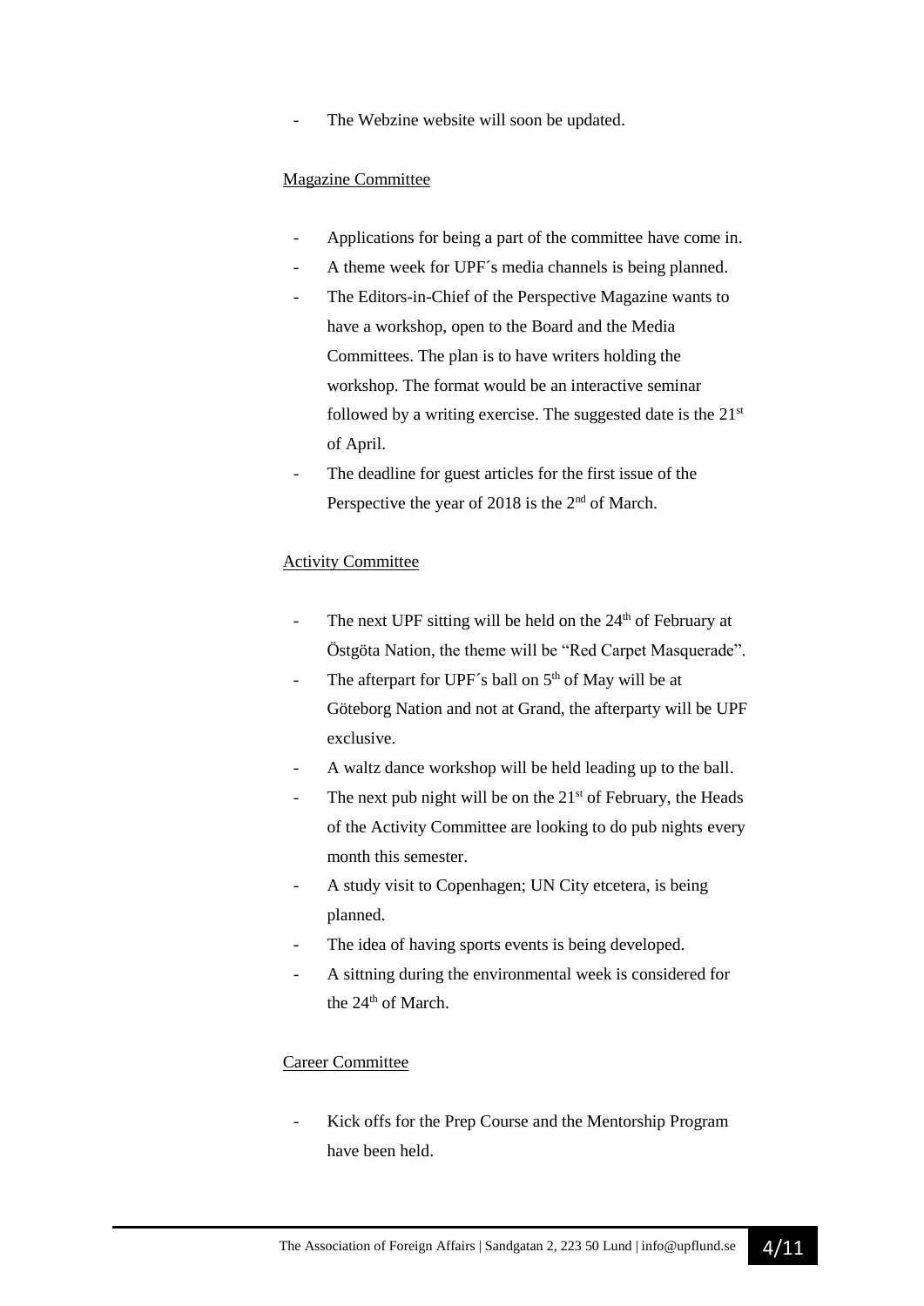- The Webzine website will soon be updated.

Magazine Committee

- Applications for being a part of the committee have come in.
- A theme week for UPF´s media channels is being planned.
- The Editors-in-Chief of the Perspective Magazine wants to have a workshop, open to the Board and the Media Committees. The plan is to have writers holding the workshop. The format would be an interactive seminar followed by a writing exercise. The suggested date is the 21st of April.
- The deadline for guest articles for the first issue of the Perspective the year of 2018 is the 2nd of March.

Activity Committee

- The next UPF sitting will be held on the 24th of February at Östgöta Nation, the theme will be "Red Carpet Masquerade".
- The afterpart for UPF´s ball on 5th of May will be at Göteborg Nation and not at Grand, the afterparty will be UPF exclusive.
- A waltz dance workshop will be held leading up to the ball.
- The next pub night will be on the 21st of February, the Heads of the Activity Committee are looking to do pub nights every month this semester.
- A study visit to Copenhagen; UN City etcetera, is being planned.
- The idea of having sports events is being developed.
- A sittning during the environmental week is considered for the 24th of March.

Career Committee

- Kick offs for the Prep Course and the Mentorship Program have been held.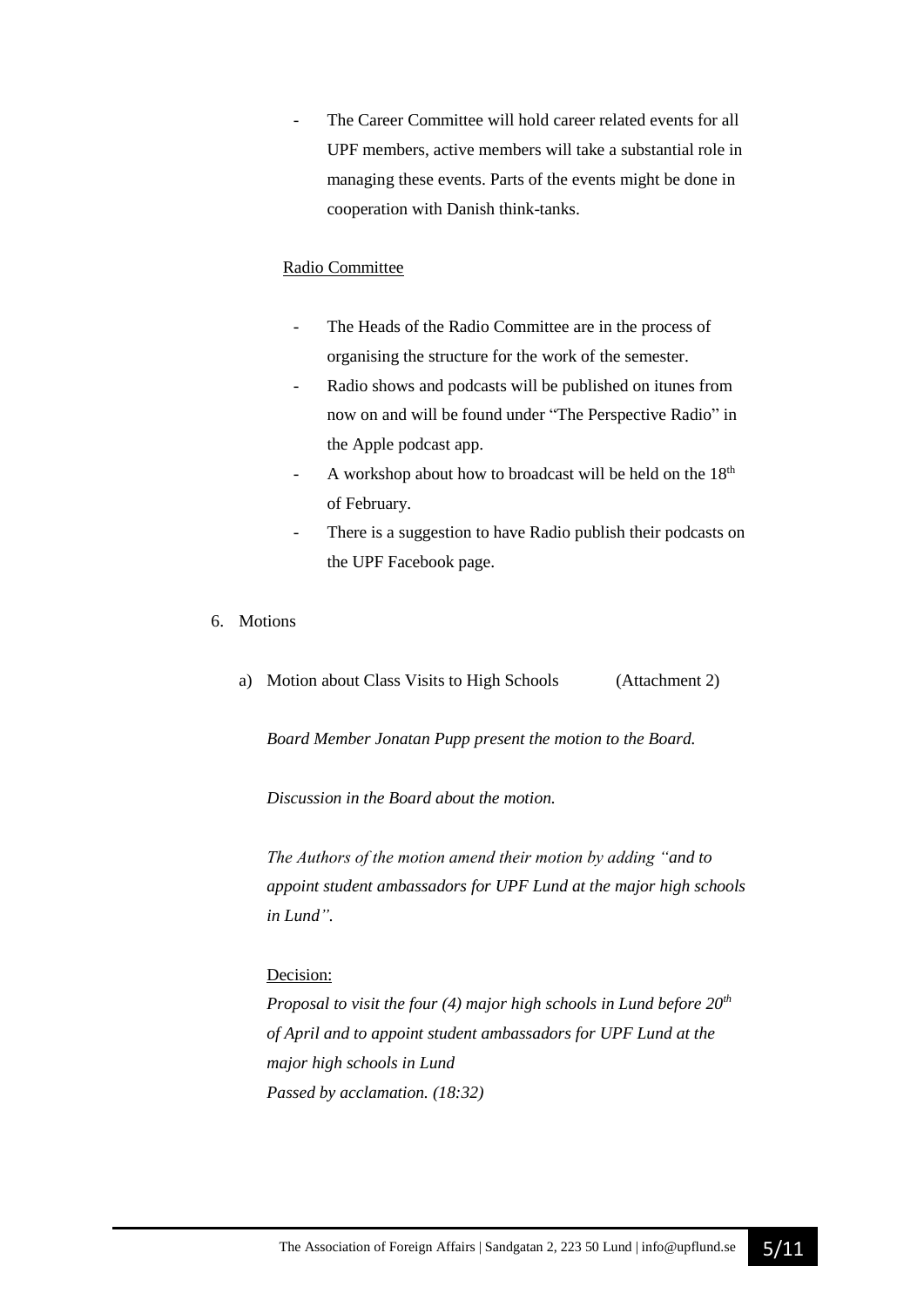- The Career Committee will hold career related events for all UPF members, active members will take a substantial role in managing these events. Parts of the events might be done in cooperation with Danish think-tanks.

Radio Committee

- The Heads of the Radio Committee are in the process of organising the structure for the work of the semester.
- Radio shows and podcasts will be published on itunes from now on and will be found under "The Perspective Radio" in the Apple podcast app.
- A workshop about how to broadcast will be held on the 18th of February.
- There is a suggestion to have Radio publish their podcasts on the UPF Facebook page.

6. Motions

   a) Motion about Class Visits to High Schools (Attachment 2)

   *Board Member Jonatan Pupp present the motion to the Board.*

   *Discussion in the Board about the motion.*

   *The Authors of the motion amend their motion by adding "and to appoint student ambassadors for UPF Lund at the major high schools in Lund".*

   Decision:
   *Proposal to visit the four (4) major high schools in Lund before 20th of April and to appoint student ambassadors for UPF Lund at the major high schools in Lund*
   *Passed by acclamation. (18:32)*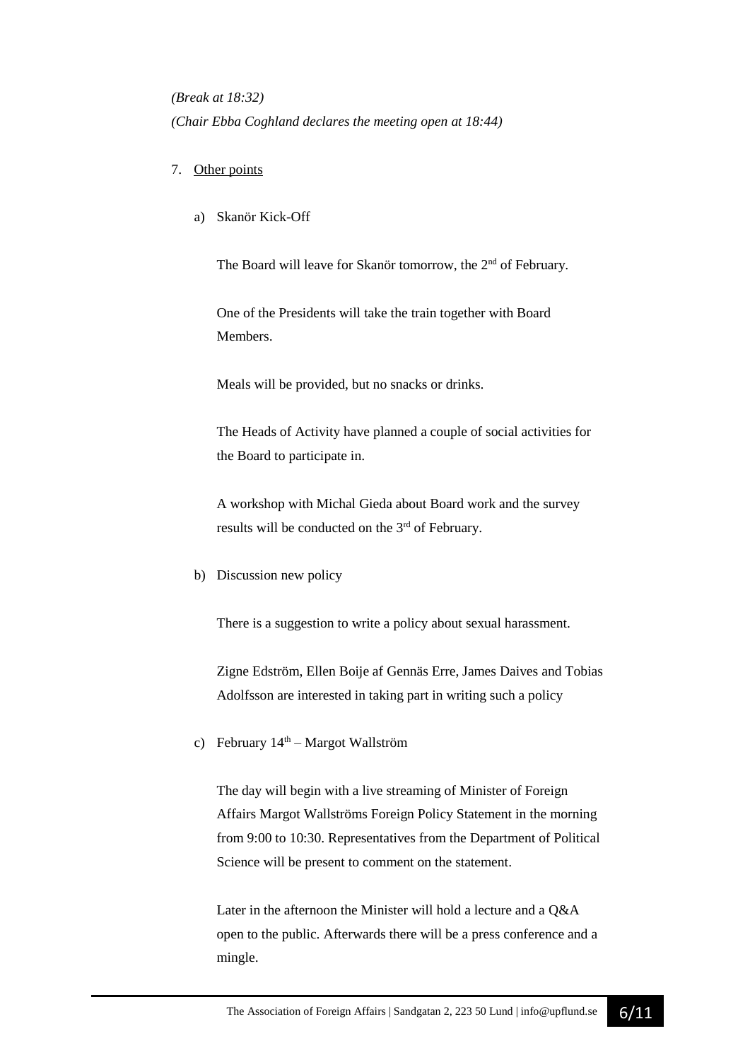*(Break at 18:32)*

*(Chair Ebba Coghland declares the meeting open at 18:44)*

7. Other points

   a) Skanör Kick-Off

      The Board will leave for Skanör tomorrow, the 2nd of February.

      One of the Presidents will take the train together with Board Members.

      Meals will be provided, but no snacks or drinks.

      The Heads of Activity have planned a couple of social activities for the Board to participate in.

      A workshop with Michal Gieda about Board work and the survey results will be conducted on the 3rd of February.

   b) Discussion new policy

      There is a suggestion to write a policy about sexual harassment.

      Zigne Edström, Ellen Boije af Gennäs Erre, James Daives and Tobias Adolfsson are interested in taking part in writing such a policy

   c) February 14th – Margot Wallström

      The day will begin with a live streaming of Minister of Foreign Affairs Margot Wallströms Foreign Policy Statement in the morning from 9:00 to 10:30. Representatives from the Department of Political Science will be present to comment on the statement.

      Later in the afternoon the Minister will hold a lecture and a Q&A open to the public. Afterwards there will be a press conference and a mingle.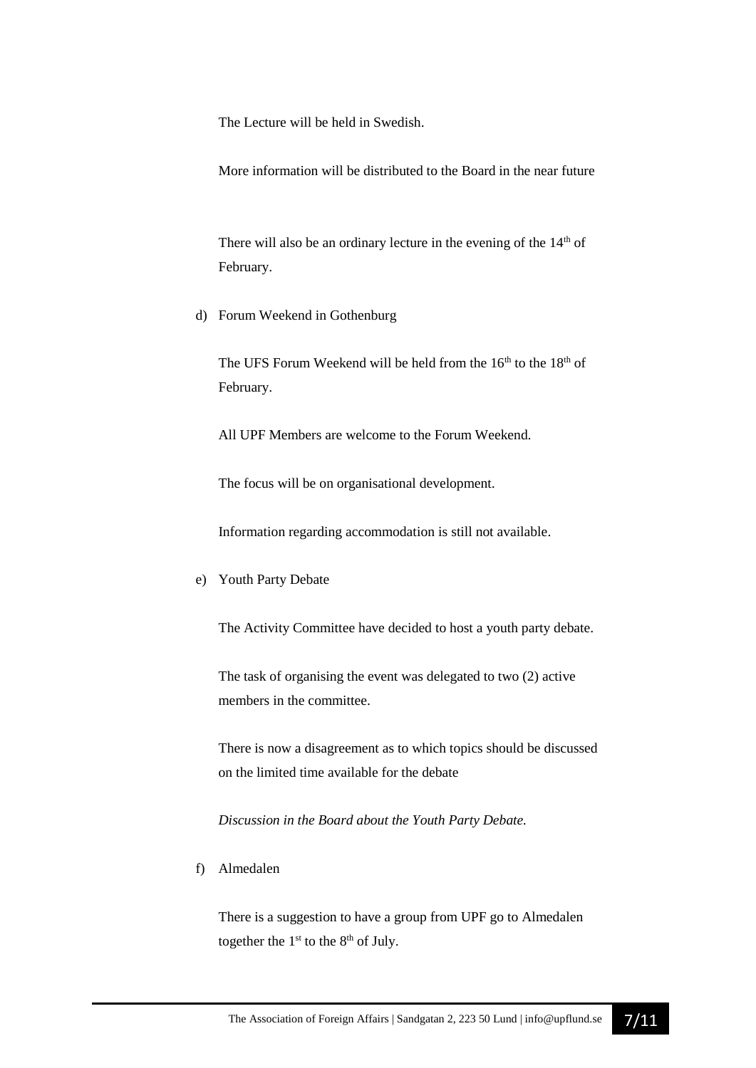The Lecture will be held in Swedish.

More information will be distributed to the Board in the near future

There will also be an ordinary lecture in the evening of the 14th of February.

d) Forum Weekend in Gothenburg

The UFS Forum Weekend will be held from the 16th to the 18th of February.

All UPF Members are welcome to the Forum Weekend.

The focus will be on organisational development.

Information regarding accommodation is still not available.

e) Youth Party Debate

The Activity Committee have decided to host a youth party debate.

The task of organising the event was delegated to two (2) active members in the committee.

There is now a disagreement as to which topics should be discussed on the limited time available for the debate

*Discussion in the Board about the Youth Party Debate.*

f) Almedalen

There is a suggestion to have a group from UPF go to Almedalen together the 1st to the 8th of July.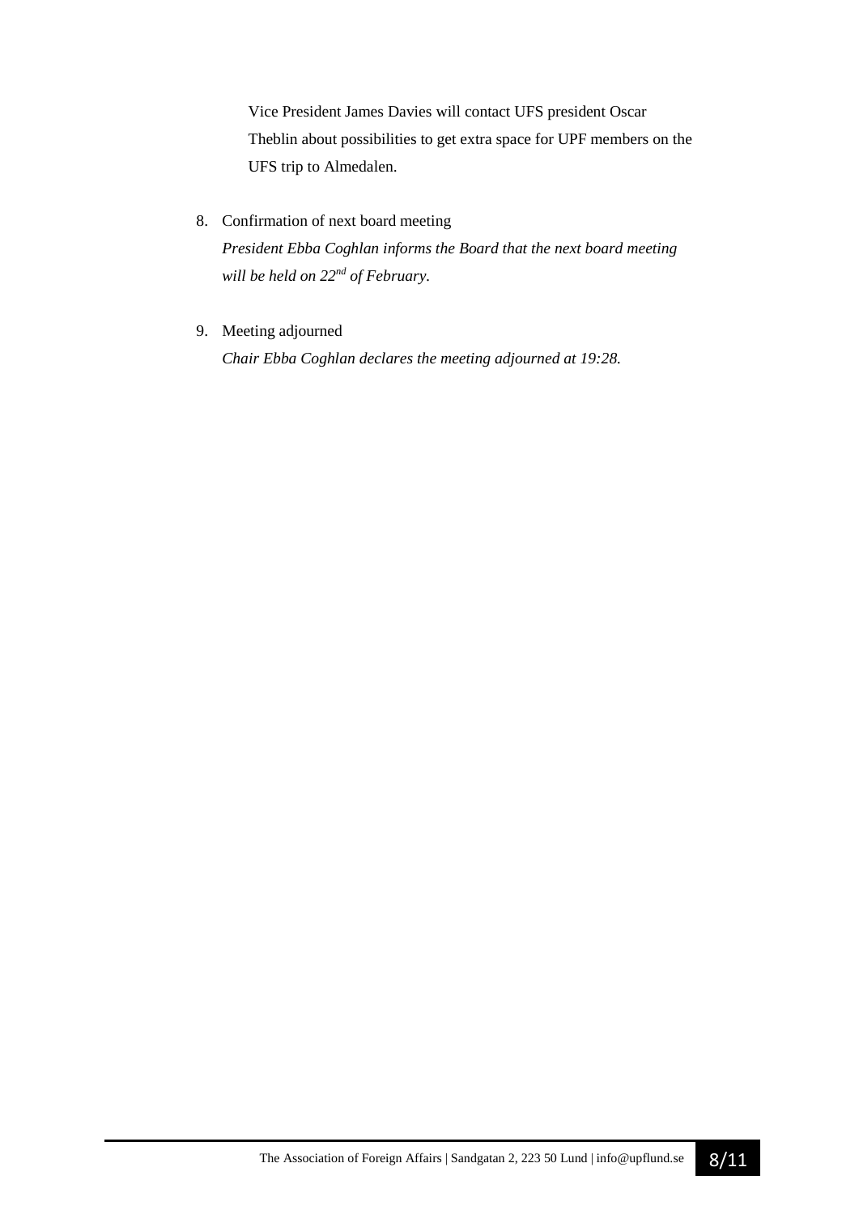Vice President James Davies will contact UFS president Oscar Theblin about possibilities to get extra space for UPF members on the UFS trip to Almedalen.

8. Confirmation of next board meeting
   *President Ebba Coghlan informs the Board that the next board meeting will be held on 22nd of February.*

9. Meeting adjourned
   *Chair Ebba Coghlan declares the meeting adjourned at 19:28.*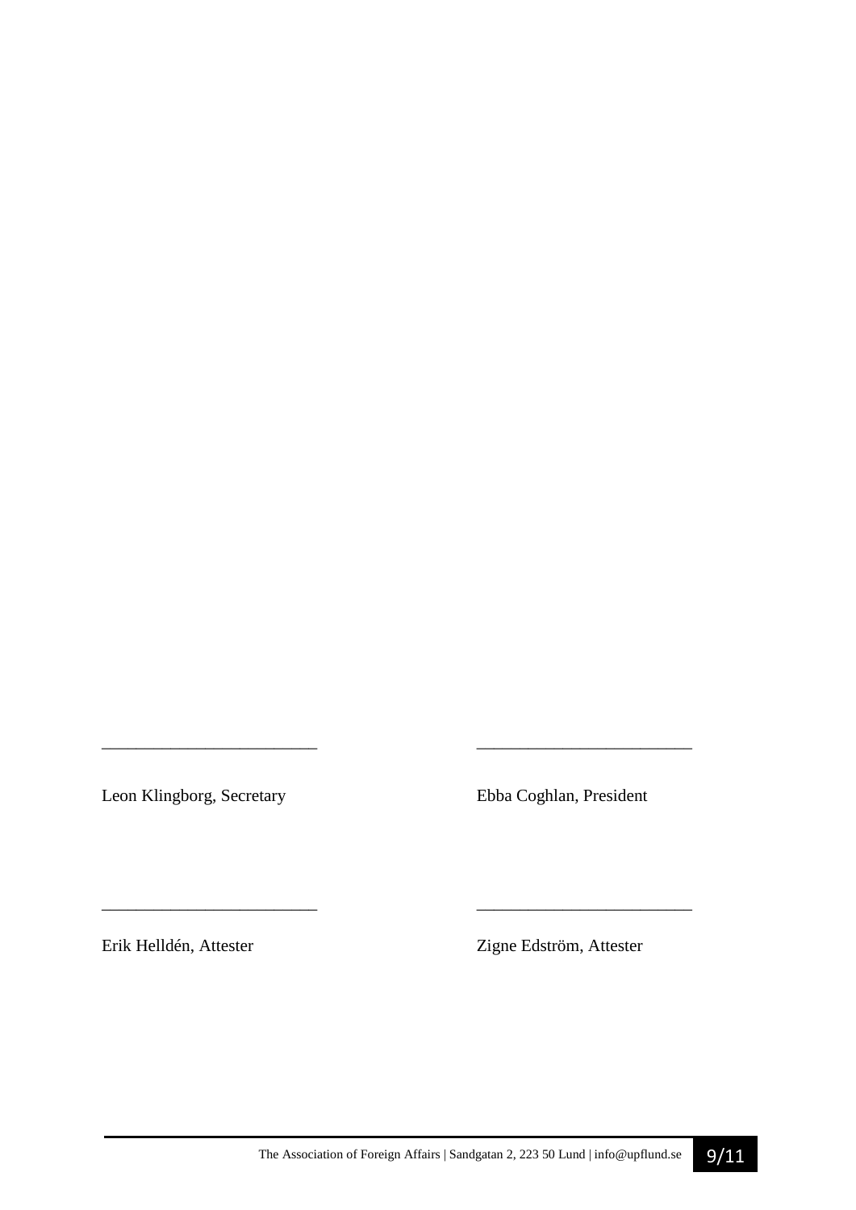_________________________ _________________________

Leon Klingborg, Secretary Ebba Coghlan, President

_________________________ _________________________

Erik Helldén, Attester Zigne Edström, Attester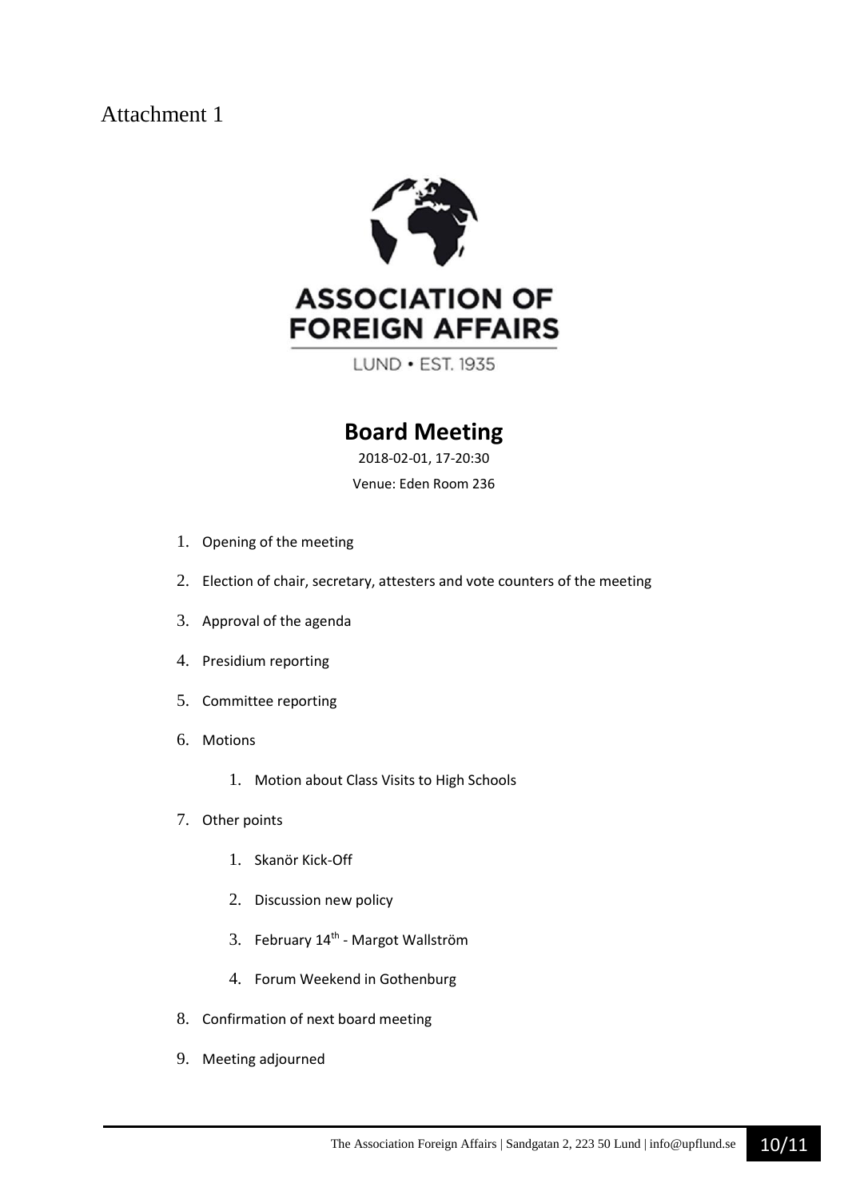Attachment 1

ASSOCIATION OF FOREIGN AFFAIRS

LUND • EST. 1935

# Board Meeting

2018-02-01, 17-20:30

Venue: Eden Room 236

1. Opening of the meeting
2. Election of chair, secretary, attesters and vote counters of the meeting
3. Approval of the agenda
4. Presidium reporting
5. Committee reporting
6. Motions
    1. Motion about Class Visits to High Schools
7. Other points
    1. Skanör Kick-Off
    2. Discussion new policy
    3. February 14th - Margot Wallström
    4. Forum Weekend in Gothenburg
8. Confirmation of next board meeting
9. Meeting adjourned

The Association Foreign Affairs | Sandgatan 2, 223 50 Lund | info@upflund.se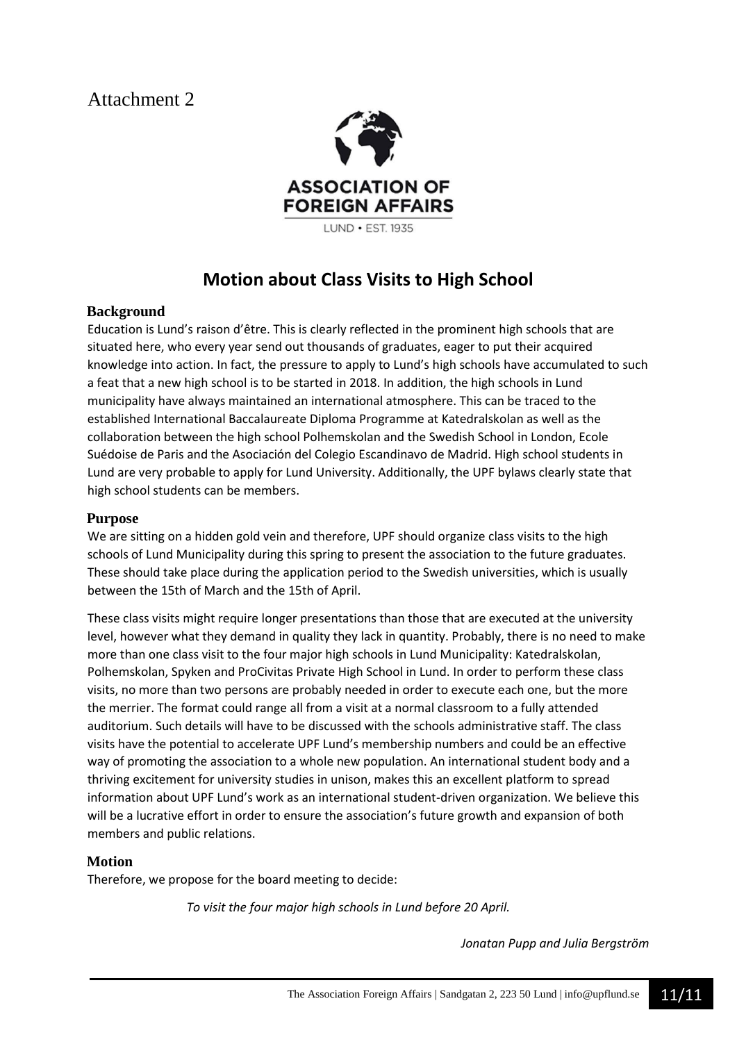Attachment 2

ASSOCIATION OF FOREIGN AFFAIRS

LUND • EST. 1935

# Motion about Class Visits to High School

## Background

Education is Lund's raison d'être. This is clearly reflected in the prominent high schools that are situated here, who every year send out thousands of graduates, eager to put their acquired knowledge into action. In fact, the pressure to apply to Lund's high schools have accumulated to such a feat that a new high school is to be started in 2018. In addition, the high schools in Lund municipality have always maintained an international atmosphere. This can be traced to the established International Baccalaureate Diploma Programme at Katedralskolan as well as the collaboration between the high school Polhemskolan and the Swedish School in London, Ecole Suédoise de Paris and the Asociación del Colegio Escandinavo de Madrid. High school students in Lund are very probable to apply for Lund University. Additionally, the UPF bylaws clearly state that high school students can be members.

## Purpose

We are sitting on a hidden gold vein and therefore, UPF should organize class visits to the high schools of Lund Municipality during this spring to present the association to the future graduates. These should take place during the application period to the Swedish universities, which is usually between the 15th of March and the 15th of April.

These class visits might require longer presentations than those that are executed at the university level, however what they demand in quality they lack in quantity. Probably, there is no need to make more than one class visit to the four major high schools in Lund Municipality: Katedralskolan, Polhemskolan, Spyken and ProCivitas Private High School in Lund. In order to perform these class visits, no more than two persons are probably needed in order to execute each one, but the more the merrier. The format could range all from a visit at a normal classroom to a fully attended auditorium. Such details will have to be discussed with the schools administrative staff. The class visits have the potential to accelerate UPF Lund's membership numbers and could be an effective way of promoting the association to a whole new population. An international student body and a thriving excitement for university studies in unison, makes this an excellent platform to spread information about UPF Lund's work as an international student-driven organization. We believe this will be a lucrative effort in order to ensure the association's future growth and expansion of both members and public relations.

## Motion

Therefore, we propose for the board meeting to decide:

*To visit the four major high schools in Lund before 20 April.*

*Jonatan Pupp and Julia Bergström*